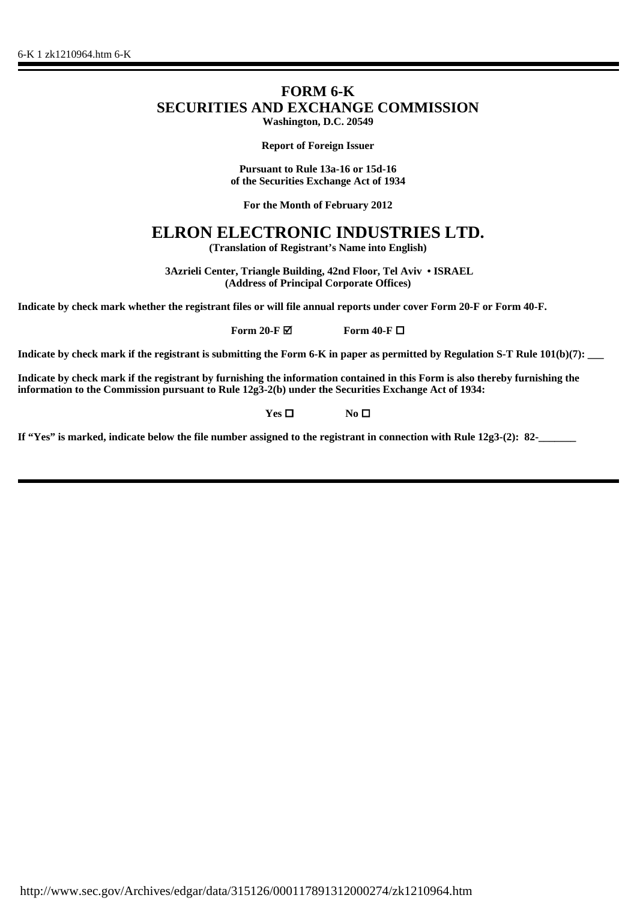# FORM 6-K

## SECURITIES AND EXCHANGE COMMISSION

**Washington, D.C. 20549**

**Report of Foreign Issuer**

**Pursuant to Rule 13a-16 or 15d-16**
**of the Securities Exchange Act of 1934**

**For the Month of February 2012**

# ELRON ELECTRONIC INDUSTRIES LTD.

**(Translation of Registrant's Name into English)**

**3Azrieli Center, Triangle Building, 42nd Floor, Tel Aviv • ISRAEL**
**(Address of Principal Corporate Offices)**

**Indicate by check mark whether the registrant files or will file annual reports under cover Form 20-F or Form 40-F.**

**Form 20-F ☑ Form 40-F ☐**

**Indicate by check mark if the registrant is submitting the Form 6-K in paper as permitted by Regulation S-T Rule 101(b)(7): ___**

**Indicate by check mark if the registrant by furnishing the information contained in this Form is also thereby furnishing the information to the Commission pursuant to Rule 12g3-2(b) under the Securities Exchange Act of 1934:**

**Yes ☐ No ☐**

**If "Yes" is marked, indicate below the file number assigned to the registrant in connection with Rule 12g3-(2): 82-_______**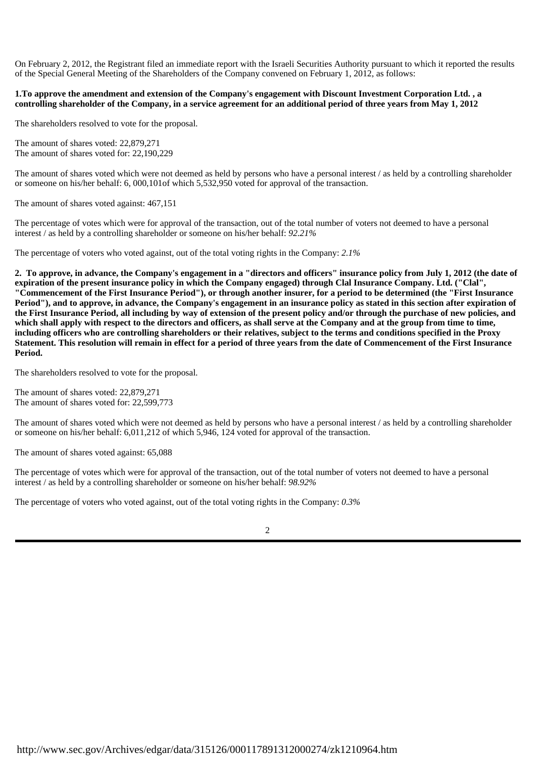On February 2, 2012, the Registrant filed an immediate report with the Israeli Securities Authority pursuant to which it reported the results of the Special General Meeting of the Shareholders of the Company convened on February 1, 2012, as follows:

**1.To approve the amendment and extension of the Company's engagement with Discount Investment Corporation Ltd. , a controlling shareholder of the Company, in a service agreement for an additional period of three years from May 1, 2012**

The shareholders resolved to vote for the proposal.

The amount of shares voted: 22,879,271
The amount of shares voted for: 22,190,229

The amount of shares voted which were not deemed as held by persons who have a personal interest / as held by a controlling shareholder or someone on his/her behalf: 6, 000,101of which 5,532,950 voted for approval of the transaction.

The amount of shares voted against: 467,151

The percentage of votes which were for approval of the transaction, out of the total number of voters not deemed to have a personal interest / as held by a controlling shareholder or someone on his/her behalf: *92.21%*

The percentage of voters who voted against, out of the total voting rights in the Company: *2.1%*

**2. To approve, in advance, the Company's engagement in a "directors and officers" insurance policy from July 1, 2012 (the date of expiration of the present insurance policy in which the Company engaged) through Clal Insurance Company. Ltd. ("Clal", "Commencement of the First Insurance Period"), or through another insurer, for a period to be determined (the "First Insurance Period"), and to approve, in advance, the Company's engagement in an insurance policy as stated in this section after expiration of the First Insurance Period, all including by way of extension of the present policy and/or through the purchase of new policies, and which shall apply with respect to the directors and officers, as shall serve at the Company and at the group from time to time, including officers who are controlling shareholders or their relatives, subject to the terms and conditions specified in the Proxy Statement. This resolution will remain in effect for a period of three years from the date of Commencement of the First Insurance Period.**

The shareholders resolved to vote for the proposal.

The amount of shares voted: 22,879,271
The amount of shares voted for: 22,599,773

The amount of shares voted which were not deemed as held by persons who have a personal interest / as held by a controlling shareholder or someone on his/her behalf: 6,011,212 of which 5,946, 124 voted for approval of the transaction.

The amount of shares voted against: 65,088

The percentage of votes which were for approval of the transaction, out of the total number of voters not deemed to have a personal interest / as held by a controlling shareholder or someone on his/her behalf: *98.92%*

The percentage of voters who voted against, out of the total voting rights in the Company: *0.3%*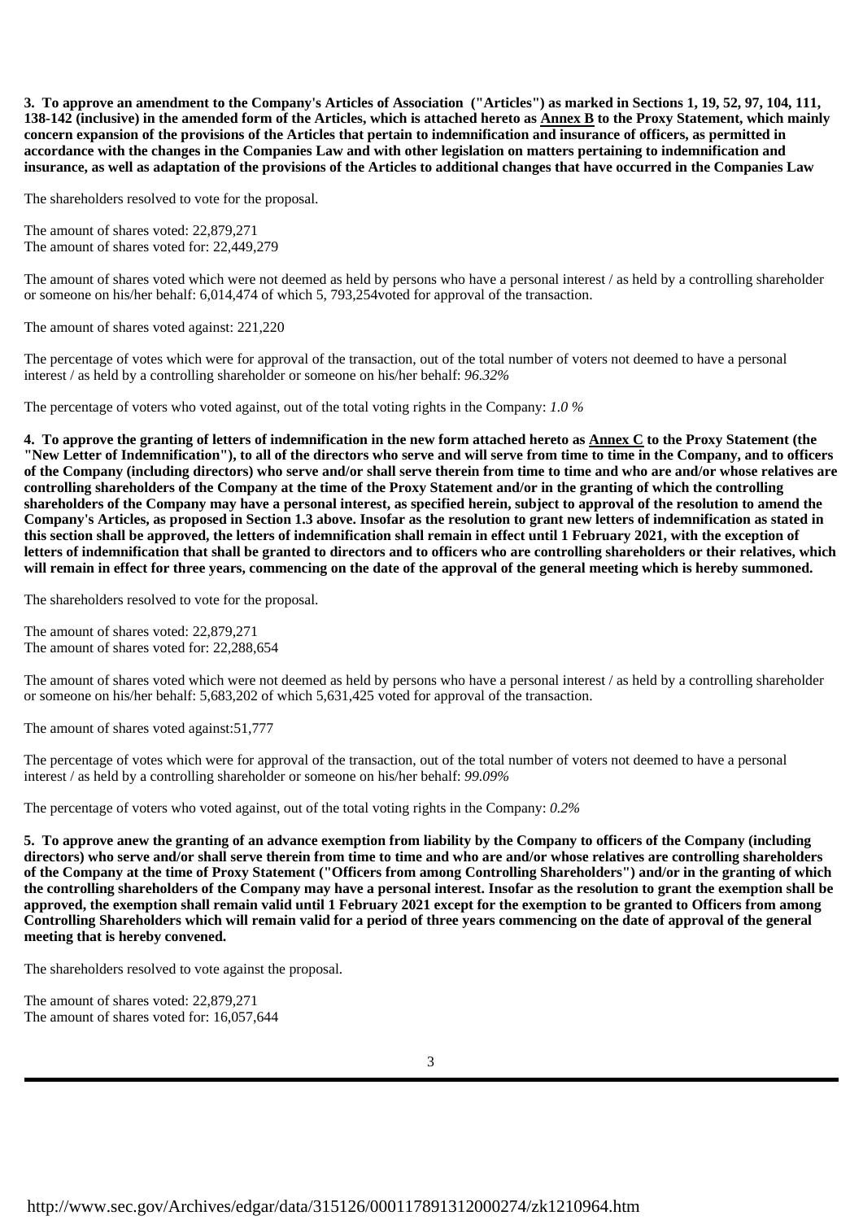**3. To approve an amendment to the Company's Articles of Association ("Articles") as marked in Sections 1, 19, 52, 97, 104, 111, 138-142 (inclusive) in the amended form of the Articles, which is attached hereto as Annex B to the Proxy Statement, which mainly concern expansion of the provisions of the Articles that pertain to indemnification and insurance of officers, as permitted in accordance with the changes in the Companies Law and with other legislation on matters pertaining to indemnification and insurance, as well as adaptation of the provisions of the Articles to additional changes that have occurred in the Companies Law**

The shareholders resolved to vote for the proposal.

The amount of shares voted: 22,879,271
The amount of shares voted for: 22,449,279

The amount of shares voted which were not deemed as held by persons who have a personal interest / as held by a controlling shareholder or someone on his/her behalf: 6,014,474 of which 5, 793,254voted for approval of the transaction.

The amount of shares voted against: 221,220

The percentage of votes which were for approval of the transaction, out of the total number of voters not deemed to have a personal interest / as held by a controlling shareholder or someone on his/her behalf: *96.32%*

The percentage of voters who voted against, out of the total voting rights in the Company: *1.0 %*

**4. To approve the granting of letters of indemnification in the new form attached hereto as Annex C to the Proxy Statement (the "New Letter of Indemnification"), to all of the directors who serve and will serve from time to time in the Company, and to officers of the Company (including directors) who serve and/or shall serve therein from time to time and who are and/or whose relatives are controlling shareholders of the Company at the time of the Proxy Statement and/or in the granting of which the controlling shareholders of the Company may have a personal interest, as specified herein, subject to approval of the resolution to amend the Company's Articles, as proposed in Section 1.3 above. Insofar as the resolution to grant new letters of indemnification as stated in this section shall be approved, the letters of indemnification shall remain in effect until 1 February 2021, with the exception of letters of indemnification that shall be granted to directors and to officers who are controlling shareholders or their relatives, which will remain in effect for three years, commencing on the date of the approval of the general meeting which is hereby summoned.**

The shareholders resolved to vote for the proposal.

The amount of shares voted: 22,879,271
The amount of shares voted for: 22,288,654

The amount of shares voted which were not deemed as held by persons who have a personal interest / as held by a controlling shareholder or someone on his/her behalf: 5,683,202 of which 5,631,425 voted for approval of the transaction.

The amount of shares voted against:51,777

The percentage of votes which were for approval of the transaction, out of the total number of voters not deemed to have a personal interest / as held by a controlling shareholder or someone on his/her behalf: *99.09%*

The percentage of voters who voted against, out of the total voting rights in the Company: *0.2%*

**5. To approve anew the granting of an advance exemption from liability by the Company to officers of the Company (including directors) who serve and/or shall serve therein from time to time and who are and/or whose relatives are controlling shareholders of the Company at the time of Proxy Statement ("Officers from among Controlling Shareholders") and/or in the granting of which the controlling shareholders of the Company may have a personal interest. Insofar as the resolution to grant the exemption shall be approved, the exemption shall remain valid until 1 February 2021 except for the exemption to be granted to Officers from among Controlling Shareholders which will remain valid for a period of three years commencing on the date of approval of the general meeting that is hereby convened.**

The shareholders resolved to vote against the proposal.

The amount of shares voted: 22,879,271
The amount of shares voted for: 16,057,644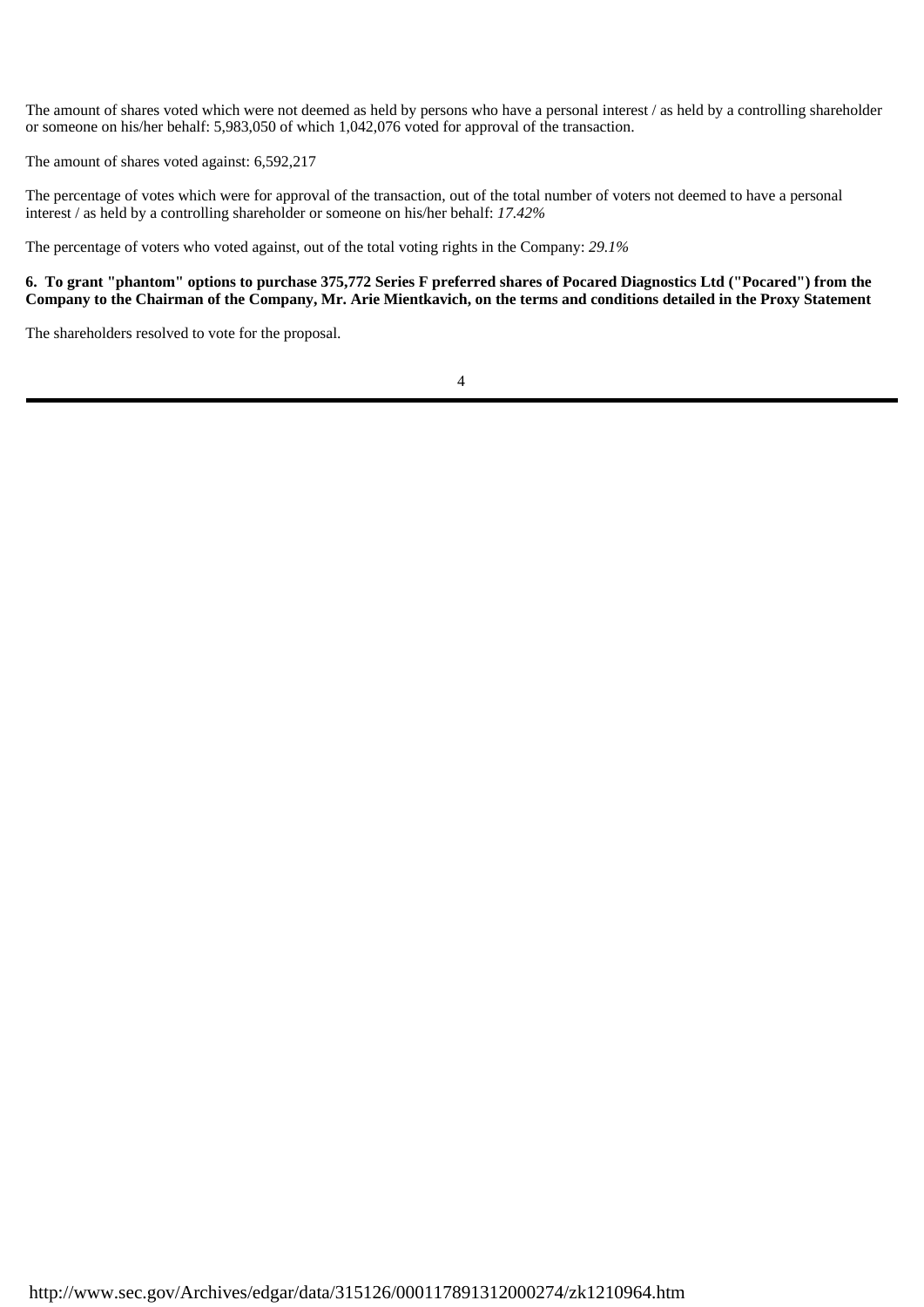The amount of shares voted which were not deemed as held by persons who have a personal interest / as held by a controlling shareholder or someone on his/her behalf: 5,983,050 of which 1,042,076 voted for approval of the transaction.

The amount of shares voted against: 6,592,217

The percentage of votes which were for approval of the transaction, out of the total number of voters not deemed to have a personal interest / as held by a controlling shareholder or someone on his/her behalf: *17.42%*

The percentage of voters who voted against, out of the total voting rights in the Company: *29.1%*

**6. To grant "phantom" options to purchase 375,772 Series F preferred shares of Pocared Diagnostics Ltd ("Pocared") from the Company to the Chairman of the Company, Mr. Arie Mientkavich, on the terms and conditions detailed in the Proxy Statement**

The shareholders resolved to vote for the proposal.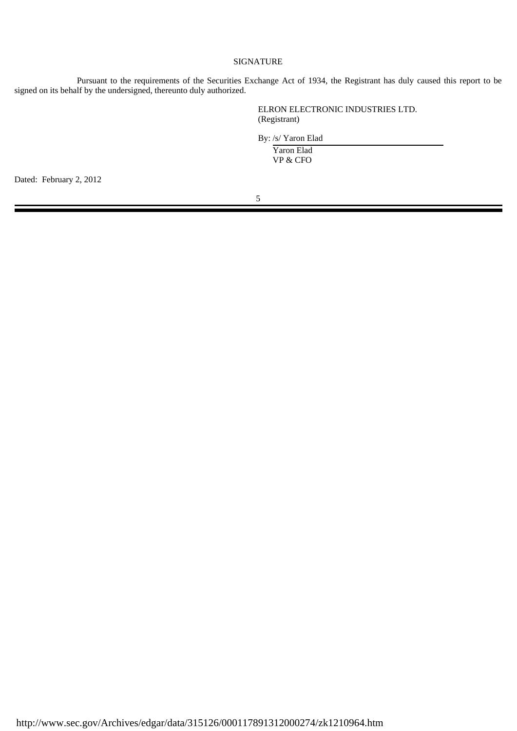SIGNATURE

Pursuant to the requirements of the Securities Exchange Act of 1934, the Registrant has duly caused this report to be signed on its behalf by the undersigned, thereunto duly authorized.

ELRON ELECTRONIC INDUSTRIES LTD.
(Registrant)

By: /s/ Yaron Elad
Yaron Elad
VP & CFO

Dated: February 2, 2012

http://www.sec.gov/Archives/edgar/data/315126/000117891312000274/zk1210964.htm